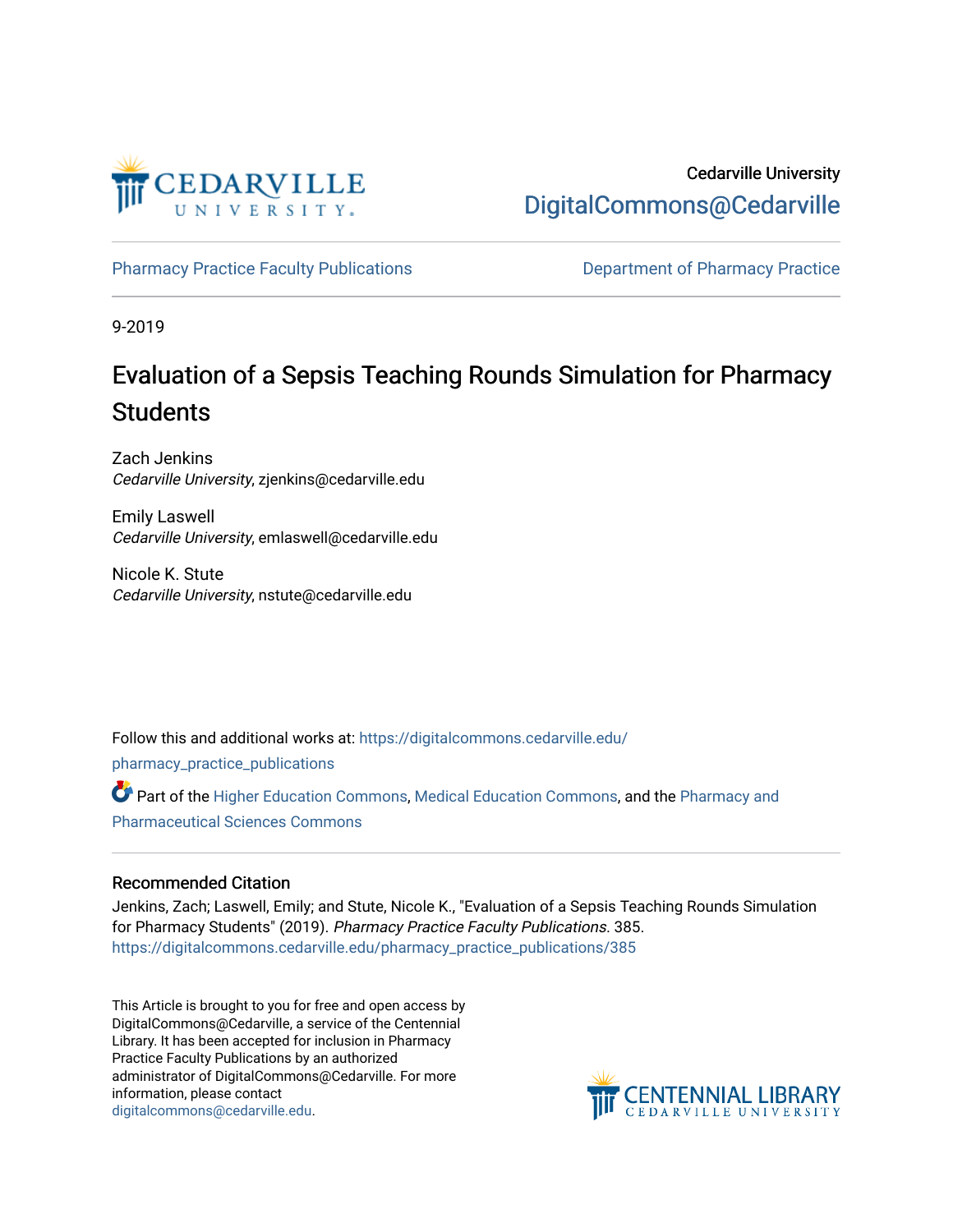Cedarville University

DigitalCommons@Cedarville

Pharmacy Practice Faculty Publications

Department of Pharmacy Practice

9-2019

# Evaluation of a Sepsis Teaching Rounds Simulation for Pharmacy Students

Zach Jenkins
*Cedarville University*, zjenkins@cedarville.edu

Emily Laswell
*Cedarville University*, emlaswell@cedarville.edu

Nicole K. Stute
*Cedarville University*, nstute@cedarville.edu

Follow this and additional works at: https://digitalcommons.cedarville.edu/pharmacy_practice_publications

Part of the Higher Education Commons, Medical Education Commons, and the Pharmacy and Pharmaceutical Sciences Commons

## Recommended Citation

Jenkins, Zach; Laswell, Emily; and Stute, Nicole K., "Evaluation of a Sepsis Teaching Rounds Simulation for Pharmacy Students" (2019). *Pharmacy Practice Faculty Publications*. 385.
https://digitalcommons.cedarville.edu/pharmacy_practice_publications/385

This Article is brought to you for free and open access by DigitalCommons@Cedarville, a service of the Centennial Library. It has been accepted for inclusion in Pharmacy Practice Faculty Publications by an authorized administrator of DigitalCommons@Cedarville. For more information, please contact digitalcommons@cedarville.edu.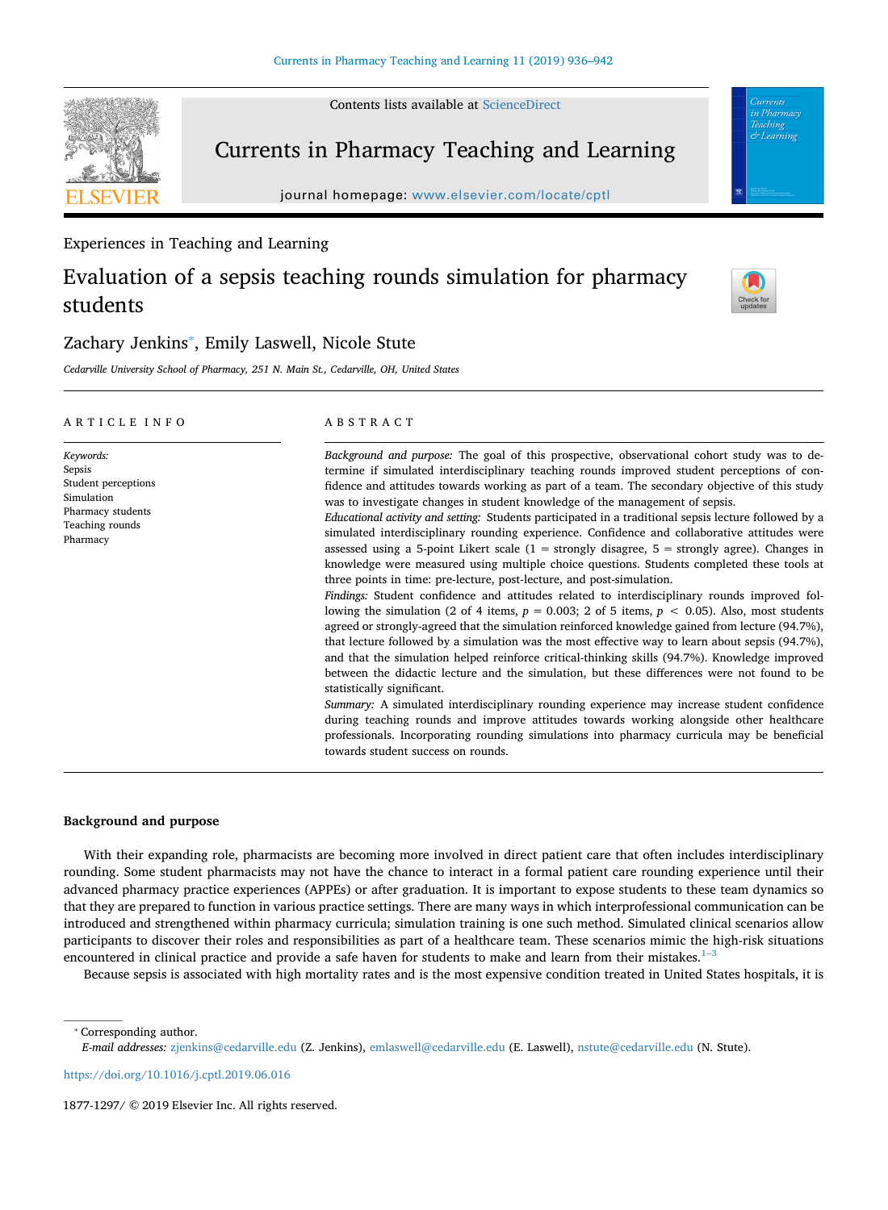Experiences in Teaching and Learning

# Evaluation of a sepsis teaching rounds simulation for pharmacy students

Zachary Jenkins*, Emily Laswell, Nicole Stute

*Cedarville University School of Pharmacy, 251 N. Main St., Cedarville, OH, United States*

## ARTICLE INFO

*Keywords:*
Sepsis
Student perceptions
Simulation
Pharmacy students
Teaching rounds
Pharmacy

## ABSTRACT

*Background and purpose:* The goal of this prospective, observational cohort study was to determine if simulated interdisciplinary teaching rounds improved student perceptions of confidence and attitudes towards working as part of a team. The secondary objective of this study was to investigate changes in student knowledge of the management of sepsis.

*Educational activity and setting:* Students participated in a traditional sepsis lecture followed by a simulated interdisciplinary rounding experience. Confidence and collaborative attitudes were assessed using a 5-point Likert scale (1 = strongly disagree, 5 = strongly agree). Changes in knowledge were measured using multiple choice questions. Students completed these tools at three points in time: pre-lecture, post-lecture, and post-simulation.

*Findings:* Student confidence and attitudes related to interdisciplinary rounds improved following the simulation (2 of 4 items, $p = 0.003$; 2 of 5 items, $p < 0.05$). Also, most students agreed or strongly-agreed that the simulation reinforced knowledge gained from lecture (94.7%), that lecture followed by a simulation was the most effective way to learn about sepsis (94.7%), and that the simulation helped reinforce critical-thinking skills (94.7%). Knowledge improved between the didactic lecture and the simulation, but these differences were not found to be statistically significant.

*Summary:* A simulated interdisciplinary rounding experience may increase student confidence during teaching rounds and improve attitudes towards working alongside other healthcare professionals. Incorporating rounding simulations into pharmacy curricula may be beneficial towards student success on rounds.

## Background and purpose

With their expanding role, pharmacists are becoming more involved in direct patient care that often includes interdisciplinary rounding. Some student pharmacists may not have the chance to interact in a formal patient care rounding experience until their advanced pharmacy practice experiences (APPEs) or after graduation. It is important to expose students to these team dynamics so that they are prepared to function in various practice settings. There are many ways in which interprofessional communication can be introduced and strengthened within pharmacy curricula; simulation training is one such method. Simulated clinical scenarios allow participants to discover their roles and responsibilities as part of a healthcare team. These scenarios mimic the high-risk situations encountered in clinical practice and provide a safe haven for students to make and learn from their mistakes.[1–3]

Because sepsis is associated with high mortality rates and is the most expensive condition treated in United States hospitals, it is

* Corresponding author.
*E-mail addresses:* zjenkins@cedarville.edu (Z. Jenkins), emlaswell@cedarville.edu (E. Laswell), nstute@cedarville.edu (N. Stute).

https://doi.org/10.1016/j.cptl.2019.06.016

1877-1297/ © 2019 Elsevier Inc. All rights reserved.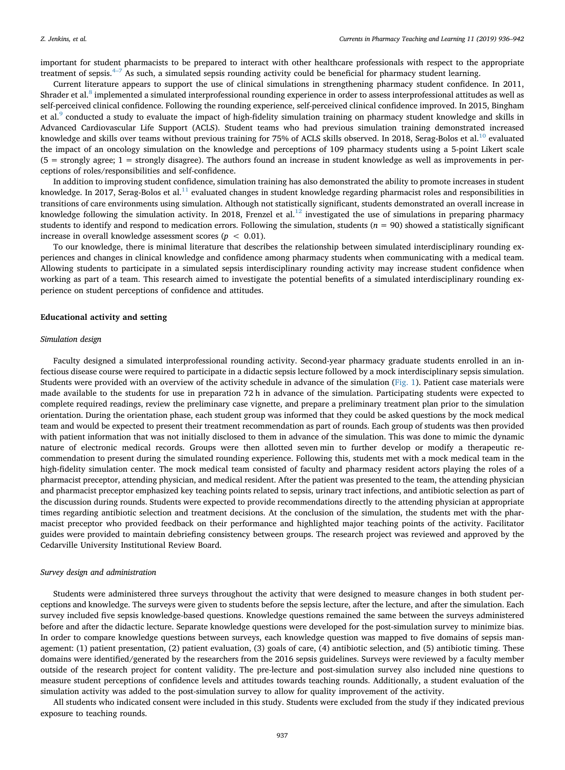important for student pharmacists to be prepared to interact with other healthcare professionals with respect to the appropriate treatment of sepsis.[4–7] As such, a simulated sepsis rounding activity could be beneficial for pharmacy student learning.

Current literature appears to support the use of clinical simulations in strengthening pharmacy student confidence. In 2011, Shrader et al.[8] implemented a simulated interprofessional rounding experience in order to assess interprofessional attitudes as well as self-perceived clinical confidence. Following the rounding experience, self-perceived clinical confidence improved. In 2015, Bingham et al.[9] conducted a study to evaluate the impact of high-fidelity simulation training on pharmacy student knowledge and skills in Advanced Cardiovascular Life Support (ACLS). Student teams who had previous simulation training demonstrated increased knowledge and skills over teams without previous training for 75% of ACLS skills observed. In 2018, Serag-Bolos et al.[10] evaluated the impact of an oncology simulation on the knowledge and perceptions of 109 pharmacy students using a 5-point Likert scale (5 = strongly agree; 1 = strongly disagree). The authors found an increase in student knowledge as well as improvements in perceptions of roles/responsibilities and self-confidence.

In addition to improving student confidence, simulation training has also demonstrated the ability to promote increases in student knowledge. In 2017, Serag-Bolos et al.[11] evaluated changes in student knowledge regarding pharmacist roles and responsibilities in transitions of care environments using simulation. Although not statistically significant, students demonstrated an overall increase in knowledge following the simulation activity. In 2018, Frenzel et al.[12] investigated the use of simulations in preparing pharmacy students to identify and respond to medication errors. Following the simulation, students ($n$ = 90) showed a statistically significant increase in overall knowledge assessment scores ($p < 0.01$).

To our knowledge, there is minimal literature that describes the relationship between simulated interdisciplinary rounding experiences and changes in clinical knowledge and confidence among pharmacy students when communicating with a medical team. Allowing students to participate in a simulated sepsis interdisciplinary rounding activity may increase student confidence when working as part of a team. This research aimed to investigate the potential benefits of a simulated interdisciplinary rounding experience on student perceptions of confidence and attitudes.

## Educational activity and setting

### *Simulation design*

Faculty designed a simulated interprofessional rounding activity. Second-year pharmacy graduate students enrolled in an infectious disease course were required to participate in a didactic sepsis lecture followed by a mock interdisciplinary sepsis simulation. Students were provided with an overview of the activity schedule in advance of the simulation (Fig. 1). Patient case materials were made available to the students for use in preparation 72 h in advance of the simulation. Participating students were expected to complete required readings, review the preliminary case vignette, and prepare a preliminary treatment plan prior to the simulation orientation. During the orientation phase, each student group was informed that they could be asked questions by the mock medical team and would be expected to present their treatment recommendation as part of rounds. Each group of students was then provided with patient information that was not initially disclosed to them in advance of the simulation. This was done to mimic the dynamic nature of electronic medical records. Groups were then allotted seven min to further develop or modify a therapeutic recommendation to present during the simulated rounding experience. Following this, students met with a mock medical team in the high-fidelity simulation center. The mock medical team consisted of faculty and pharmacy resident actors playing the roles of a pharmacist preceptor, attending physician, and medical resident. After the patient was presented to the team, the attending physician and pharmacist preceptor emphasized key teaching points related to sepsis, urinary tract infections, and antibiotic selection as part of the discussion during rounds. Students were expected to provide recommendations directly to the attending physician at appropriate times regarding antibiotic selection and treatment decisions. At the conclusion of the simulation, the students met with the pharmacist preceptor who provided feedback on their performance and highlighted major teaching points of the activity. Facilitator guides were provided to maintain debriefing consistency between groups. The research project was reviewed and approved by the Cedarville University Institutional Review Board.

### *Survey design and administration*

Students were administered three surveys throughout the activity that were designed to measure changes in both student perceptions and knowledge. The surveys were given to students before the sepsis lecture, after the lecture, and after the simulation. Each survey included five sepsis knowledge-based questions. Knowledge questions remained the same between the surveys administered before and after the didactic lecture. Separate knowledge questions were developed for the post-simulation survey to minimize bias. In order to compare knowledge questions between surveys, each knowledge question was mapped to five domains of sepsis management: (1) patient presentation, (2) patient evaluation, (3) goals of care, (4) antibiotic selection, and (5) antibiotic timing. These domains were identified/generated by the researchers from the 2016 sepsis guidelines. Surveys were reviewed by a faculty member outside of the research project for content validity. The pre-lecture and post-simulation survey also included nine questions to measure student perceptions of confidence levels and attitudes towards teaching rounds. Additionally, a student evaluation of the simulation activity was added to the post-simulation survey to allow for quality improvement of the activity.

All students who indicated consent were included in this study. Students were excluded from the study if they indicated previous exposure to teaching rounds.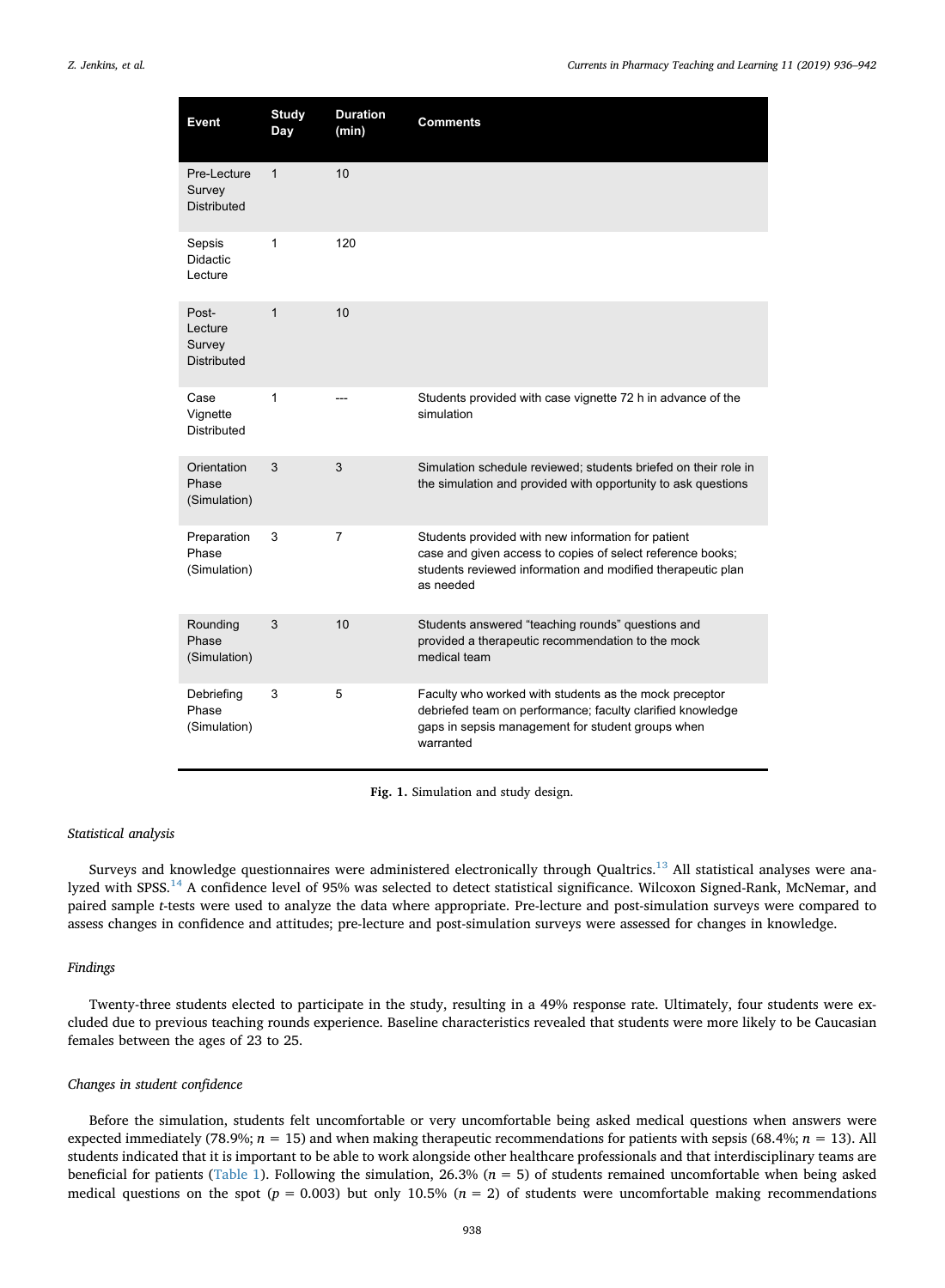| Event | Study Day | Duration (min) | Comments |
|---|---|---|---|
| Pre-Lecture Survey Distributed | 1 | 10 | |
| Sepsis Didactic Lecture | 1 | 120 | |
| Post-Lecture Survey Distributed | 1 | 10 | |
| Case Vignette Distributed | 1 | --- | Students provided with case vignette 72 h in advance of the simulation |
| Orientation Phase (Simulation) | 3 | 3 | Simulation schedule reviewed; students briefed on their role in the simulation and provided with opportunity to ask questions |
| Preparation Phase (Simulation) | 3 | 7 | Students provided with new information for patient case and given access to copies of select reference books; students reviewed information and modified therapeutic plan as needed |
| Rounding Phase (Simulation) | 3 | 10 | Students answered "teaching rounds" questions and provided a therapeutic recommendation to the mock medical team |
| Debriefing Phase (Simulation) | 3 | 5 | Faculty who worked with students as the mock preceptor debriefed team on performance; faculty clarified knowledge gaps in sepsis management for student groups when warranted |

**Fig. 1.** Simulation and study design.

### *Statistical analysis*

Surveys and knowledge questionnaires were administered electronically through Qualtrics.[13] All statistical analyses were analyzed with SPSS.[14] A confidence level of 95% was selected to detect statistical significance. Wilcoxon Signed-Rank, McNemar, and paired sample *t*-tests were used to analyze the data where appropriate. Pre-lecture and post-simulation surveys were compared to assess changes in confidence and attitudes; pre-lecture and post-simulation surveys were assessed for changes in knowledge.

### *Findings*

Twenty-three students elected to participate in the study, resulting in a 49% response rate. Ultimately, four students were excluded due to previous teaching rounds experience. Baseline characteristics revealed that students were more likely to be Caucasian females between the ages of 23 to 25.

### *Changes in student confidence*

Before the simulation, students felt uncomfortable or very uncomfortable being asked medical questions when answers were expected immediately (78.9%; $n = 15$) and when making therapeutic recommendations for patients with sepsis (68.4%; $n = 13$). All students indicated that it is important to be able to work alongside other healthcare professionals and that interdisciplinary teams are beneficial for patients (Table 1). Following the simulation, 26.3% ($n = 5$) of students remained uncomfortable when being asked medical questions on the spot ($p = 0.003$) but only 10.5% ($n = 2$) of students were uncomfortable making recommendations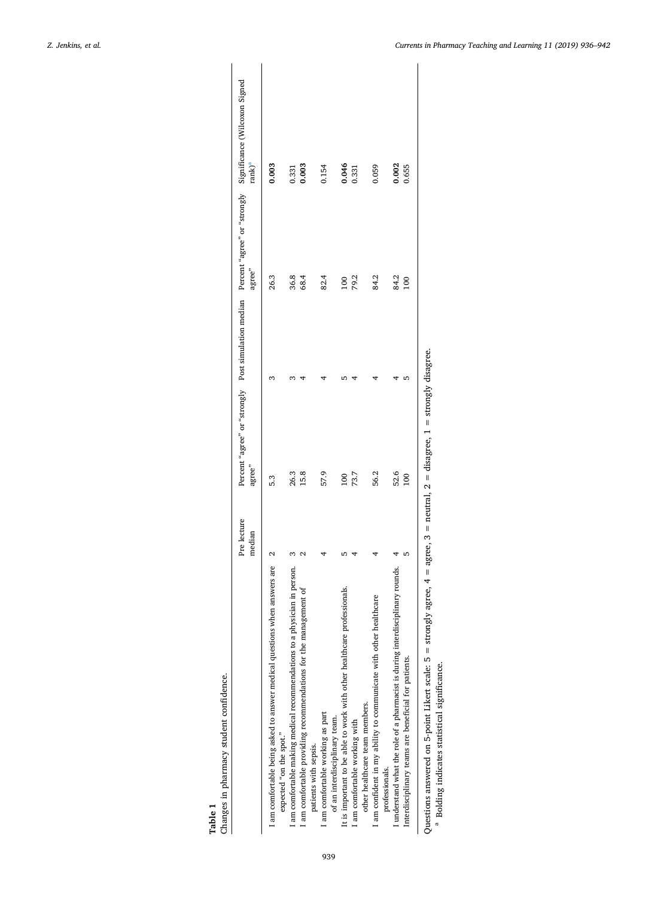**Table 1**

Changes in pharmacy student confidence.

| | Pre lecture median | Percent "agree" or "strongly agree" | Post simulation median | Percent "agree" or "strongly agree" | Significance (Wilcoxon Signed rank)[a] |
|---|---|---|---|---|---|
| I am comfortable being asked to answer medical questions when answers are expected "on the spot." | 2 | 5.3 | 3 | 26.3 | **0.003** |
| I am comfortable making medical recommendations to a physician in person. | 3 | 26.3 | 3 | 36.8 | 0.331 |
| I am comfortable providing recommendations for the management of patients with sepsis. | 2 | 15.8 | 4 | 68.4 | **0.003** |
| I am comfortable working as part of an interdisciplinary team. | 4 | 57.9 | 4 | 82.4 | 0.154 |
| It is important to be able to work with other healthcare professionals. | 5 | 100 | 5 | 100 | **0.046** |
| I am comfortable working with other healthcare team members. | 4 | 73.7 | 4 | 79.2 | 0.331 |
| I am confident in my ability to communicate with other healthcare professionals. | 4 | 56.2 | 4 | 84.2 | 0.059 |
| I understand what the role of a pharmacist is during interdisciplinary rounds. | 4 | 52.6 | 4 | 84.2 | **0.002** |
| Interdisciplinary teams are beneficial for patients. | 5 | 100 | 5 | 100 | 0.655 |

Questions answered on 5-point Likert scale: 5 = strongly agree, 4 = agree, 3 = neutral, 2 = disagree, 1 = strongly disagree.

[a] Bolding indicates statistical significance.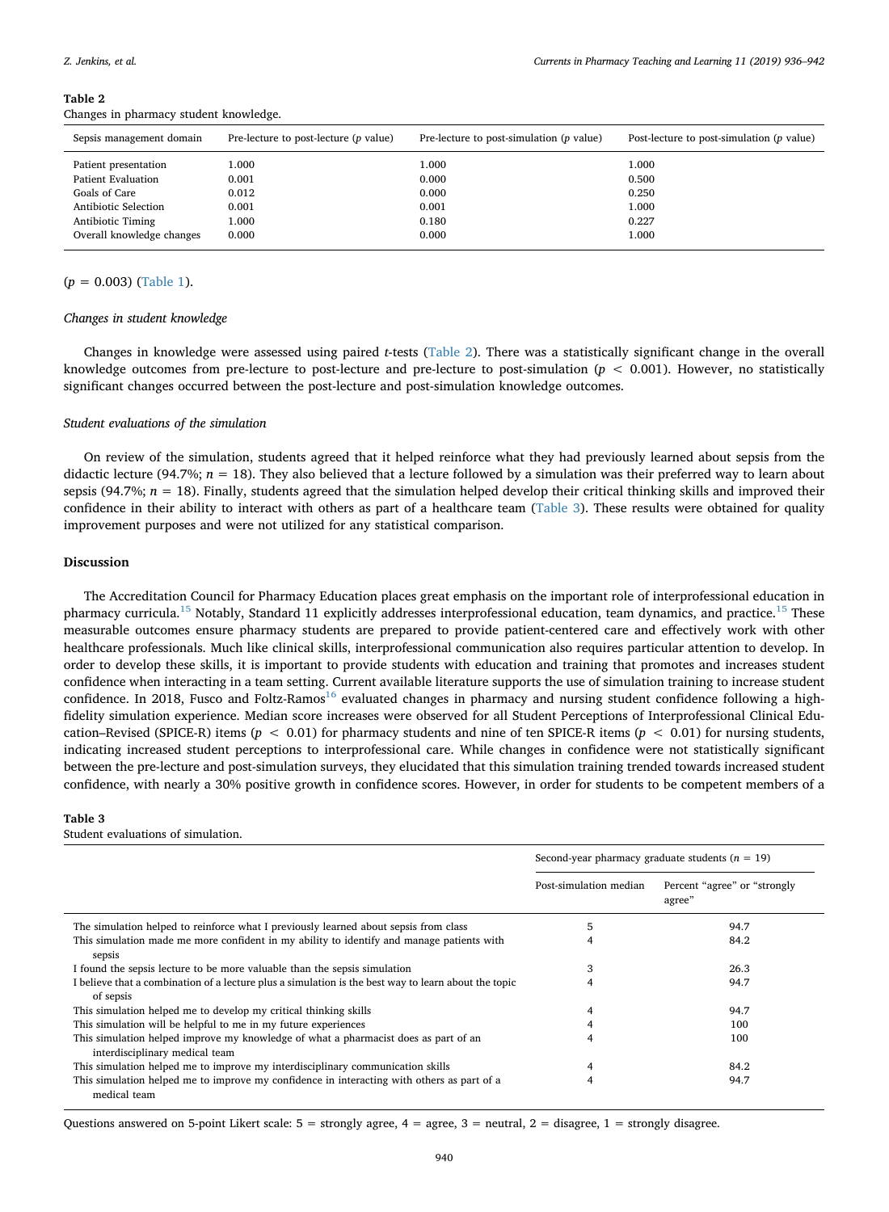**Table 2**
Changes in pharmacy student knowledge.

| Sepsis management domain | Pre-lecture to post-lecture ($p$ value) | Pre-lecture to post-simulation ($p$ value) | Post-lecture to post-simulation ($p$ value) |
|---|---|---|---|
| Patient presentation | 1.000 | 1.000 | 1.000 |
| Patient Evaluation | 0.001 | 0.000 | 0.500 |
| Goals of Care | 0.012 | 0.000 | 0.250 |
| Antibiotic Selection | 0.001 | 0.001 | 1.000 |
| Antibiotic Timing | 1.000 | 0.180 | 0.227 |
| Overall knowledge changes | 0.000 | 0.000 | 1.000 |

($p = 0.003$) (Table 1).

*Changes in student knowledge*

Changes in knowledge were assessed using paired *t*-tests (Table 2). There was a statistically significant change in the overall knowledge outcomes from pre-lecture to post-lecture and pre-lecture to post-simulation ($p < 0.001$). However, no statistically significant changes occurred between the post-lecture and post-simulation knowledge outcomes.

*Student evaluations of the simulation*

On review of the simulation, students agreed that it helped reinforce what they had previously learned about sepsis from the didactic lecture (94.7%; $n = 18$). They also believed that a lecture followed by a simulation was their preferred way to learn about sepsis (94.7%; $n = 18$). Finally, students agreed that the simulation helped develop their critical thinking skills and improved their confidence in their ability to interact with others as part of a healthcare team (Table 3). These results were obtained for quality improvement purposes and were not utilized for any statistical comparison.

## Discussion

The Accreditation Council for Pharmacy Education places great emphasis on the important role of interprofessional education in pharmacy curricula.[15] Notably, Standard 11 explicitly addresses interprofessional education, team dynamics, and practice.[15] These measurable outcomes ensure pharmacy students are prepared to provide patient-centered care and effectively work with other healthcare professionals. Much like clinical skills, interprofessional communication also requires particular attention to develop. In order to develop these skills, it is important to provide students with education and training that promotes and increases student confidence when interacting in a team setting. Current available literature supports the use of simulation training to increase student confidence. In 2018, Fusco and Foltz-Ramos[16] evaluated changes in pharmacy and nursing student confidence following a high-fidelity simulation experience. Median score increases were observed for all Student Perceptions of Interprofessional Clinical Education–Revised (SPICE-R) items ($p < 0.01$) for pharmacy students and nine of ten SPICE-R items ($p < 0.01$) for nursing students, indicating increased student perceptions to interprofessional care. While changes in confidence were not statistically significant between the pre-lecture and post-simulation surveys, they elucidated that this simulation training trended towards increased student confidence, with nearly a 30% positive growth in confidence scores. However, in order for students to be competent members of a

**Table 3**
Student evaluations of simulation.

| | Second-year pharmacy graduate students ($n = 19$) | |
|---|---|---|
| | Post-simulation median | Percent "agree" or "strongly agree" |
| The simulation helped to reinforce what I previously learned about sepsis from class | 5 | 94.7 |
| This simulation made me more confident in my ability to identify and manage patients with sepsis | 4 | 84.2 |
| I found the sepsis lecture to be more valuable than the sepsis simulation | 3 | 26.3 |
| I believe that a combination of a lecture plus a simulation is the best way to learn about the topic of sepsis | 4 | 94.7 |
| This simulation helped me to develop my critical thinking skills | 4 | 94.7 |
| This simulation will be helpful to me in my future experiences | 4 | 100 |
| This simulation helped improve my knowledge of what a pharmacist does as part of an interdisciplinary medical team | 4 | 100 |
| This simulation helped me to improve my interdisciplinary communication skills | 4 | 84.2 |
| This simulation helped me to improve my confidence in interacting with others as part of a medical team | 4 | 94.7 |

Questions answered on 5-point Likert scale: 5 = strongly agree, 4 = agree, 3 = neutral, 2 = disagree, 1 = strongly disagree.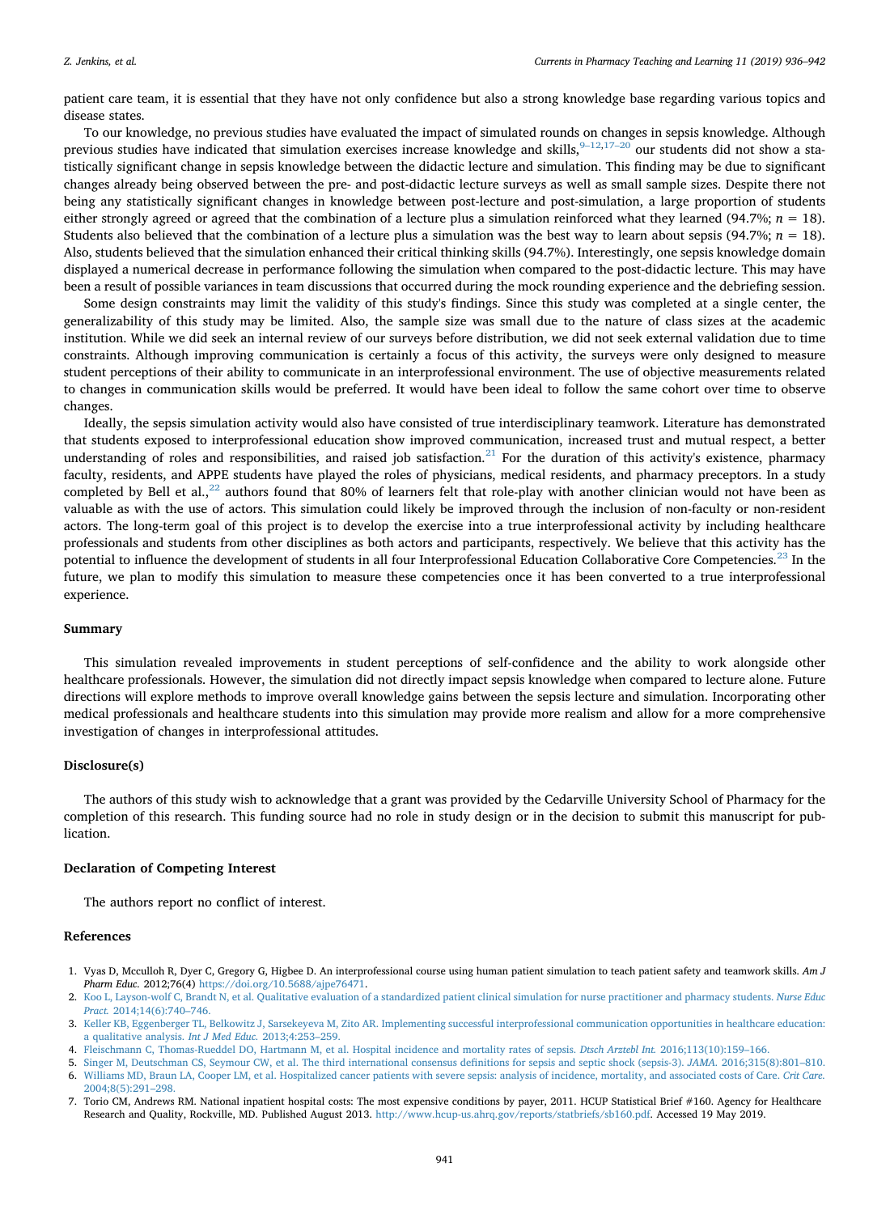patient care team, it is essential that they have not only confidence but also a strong knowledge base regarding various topics and disease states.

To our knowledge, no previous studies have evaluated the impact of simulated rounds on changes in sepsis knowledge. Although previous studies have indicated that simulation exercises increase knowledge and skills,[9–12,17–20] our students did not show a statistically significant change in sepsis knowledge between the didactic lecture and simulation. This finding may be due to significant changes already being observed between the pre- and post-didactic lecture surveys as well as small sample sizes. Despite there not being any statistically significant changes in knowledge between post-lecture and post-simulation, a large proportion of students either strongly agreed or agreed that the combination of a lecture plus a simulation reinforced what they learned (94.7%; $n = 18$). Students also believed that the combination of a lecture plus a simulation was the best way to learn about sepsis (94.7%; $n = 18$). Also, students believed that the simulation enhanced their critical thinking skills (94.7%). Interestingly, one sepsis knowledge domain displayed a numerical decrease in performance following the simulation when compared to the post-didactic lecture. This may have been a result of possible variances in team discussions that occurred during the mock rounding experience and the debriefing session.

Some design constraints may limit the validity of this study's findings. Since this study was completed at a single center, the generalizability of this study may be limited. Also, the sample size was small due to the nature of class sizes at the academic institution. While we did seek an internal review of our surveys before distribution, we did not seek external validation due to time constraints. Although improving communication is certainly a focus of this activity, the surveys were only designed to measure student perceptions of their ability to communicate in an interprofessional environment. The use of objective measurements related to changes in communication skills would be preferred. It would have been ideal to follow the same cohort over time to observe changes.

Ideally, the sepsis simulation activity would also have consisted of true interdisciplinary teamwork. Literature has demonstrated that students exposed to interprofessional education show improved communication, increased trust and mutual respect, a better understanding of roles and responsibilities, and raised job satisfaction.[21] For the duration of this activity's existence, pharmacy faculty, residents, and APPE students have played the roles of physicians, medical residents, and pharmacy preceptors. In a study completed by Bell et al.,[22] authors found that 80% of learners felt that role-play with another clinician would not have been as valuable as with the use of actors. This simulation could likely be improved through the inclusion of non-faculty or non-resident actors. The long-term goal of this project is to develop the exercise into a true interprofessional activity by including healthcare professionals and students from other disciplines as both actors and participants, respectively. We believe that this activity has the potential to influence the development of students in all four Interprofessional Education Collaborative Core Competencies.[23] In the future, we plan to modify this simulation to measure these competencies once it has been converted to a true interprofessional experience.

## Summary

This simulation revealed improvements in student perceptions of self-confidence and the ability to work alongside other healthcare professionals. However, the simulation did not directly impact sepsis knowledge when compared to lecture alone. Future directions will explore methods to improve overall knowledge gains between the sepsis lecture and simulation. Incorporating other medical professionals and healthcare students into this simulation may provide more realism and allow for a more comprehensive investigation of changes in interprofessional attitudes.

## Disclosure(s)

The authors of this study wish to acknowledge that a grant was provided by the Cedarville University School of Pharmacy for the completion of this research. This funding source had no role in study design or in the decision to submit this manuscript for publication.

## Declaration of Competing Interest

The authors report no conflict of interest.

## References

1. Vyas D, Mcculloh R, Dyer C, Gregory G, Higbee D. An interprofessional course using human patient simulation to teach patient safety and teamwork skills. *Am J Pharm Educ.* 2012;76(4) https://doi.org/10.5688/ajpe76471.
2. Koo L, Layson-wolf C, Brandt N, et al. Qualitative evaluation of a standardized patient clinical simulation for nurse practitioner and pharmacy students. *Nurse Educ Pract.* 2014;14(6):740–746.
3. Keller KB, Eggenberger TL, Belkowitz J, Sarsekeyeva M, Zito AR. Implementing successful interprofessional communication opportunities in healthcare education: a qualitative analysis. *Int J Med Educ.* 2013;4:253–259.
4. Fleischmann C, Thomas-Rueddel DO, Hartmann M, et al. Hospital incidence and mortality rates of sepsis. *Dtsch Arztebl Int.* 2016;113(10):159–166.
5. Singer M, Deutschman CS, Seymour CW, et al. The third international consensus definitions for sepsis and septic shock (sepsis-3). *JAMA.* 2016;315(8):801–810.
6. Williams MD, Braun LA, Cooper LM, et al. Hospitalized cancer patients with severe sepsis: analysis of incidence, mortality, and associated costs of Care. *Crit Care.* 2004;8(5):291–298.
7. Torio CM, Andrews RM. National inpatient hospital costs: The most expensive conditions by payer, 2011. HCUP Statistical Brief #160. Agency for Healthcare Research and Quality, Rockville, MD. Published August 2013. http://www.hcup-us.ahrq.gov/reports/statbriefs/sb160.pdf. Accessed 19 May 2019.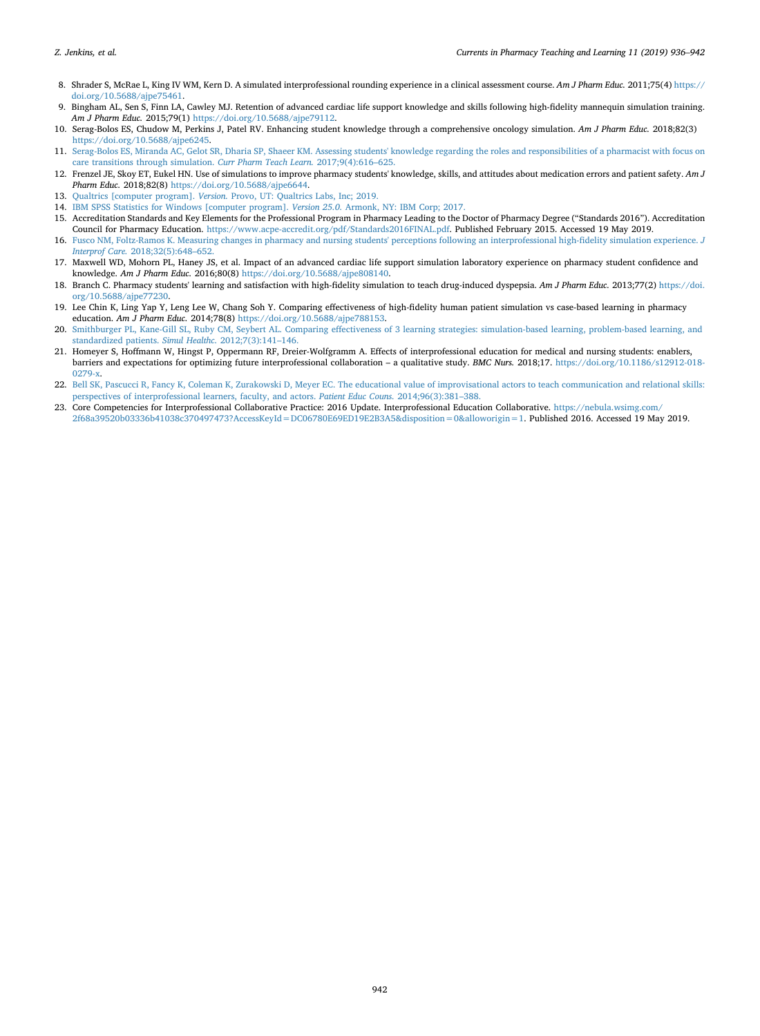8. Shrader S, McRae L, King IV WM, Kern D. A simulated interprofessional rounding experience in a clinical assessment course. *Am J Pharm Educ.* 2011;75(4) https://doi.org/10.5688/ajpe75461.
9. Bingham AL, Sen S, Finn LA, Cawley MJ. Retention of advanced cardiac life support knowledge and skills following high-fidelity mannequin simulation training. *Am J Pharm Educ.* 2015;79(1) https://doi.org/10.5688/ajpe79112.
10. Serag-Bolos ES, Chudow M, Perkins J, Patel RV. Enhancing student knowledge through a comprehensive oncology simulation. *Am J Pharm Educ.* 2018;82(3) https://doi.org/10.5688/ajpe6245.
11. Serag-Bolos ES, Miranda AC, Gelot SR, Dharia SP, Shaeer KM. Assessing students' knowledge regarding the roles and responsibilities of a pharmacist with focus on care transitions through simulation. *Curr Pharm Teach Learn.* 2017;9(4):616–625.
12. Frenzel JE, Skoy ET, Eukel HN. Use of simulations to improve pharmacy students' knowledge, skills, and attitudes about medication errors and patient safety. *Am J Pharm Educ.* 2018;82(8) https://doi.org/10.5688/ajpe6644.
13. Qualtrics [computer program]. *Version.* Provo, UT: Qualtrics Labs, Inc; 2019.
14. IBM SPSS Statistics for Windows [computer program]. *Version 25.0.* Armonk, NY: IBM Corp; 2017.
15. Accreditation Standards and Key Elements for the Professional Program in Pharmacy Leading to the Doctor of Pharmacy Degree ("Standards 2016"). Accreditation Council for Pharmacy Education. https://www.acpe-accredit.org/pdf/Standards2016FINAL.pdf. Published February 2015. Accessed 19 May 2019.
16. Fusco NM, Foltz-Ramos K. Measuring changes in pharmacy and nursing students' perceptions following an interprofessional high-fidelity simulation experience. *J Interprof Care.* 2018;32(5):648–652.
17. Maxwell WD, Mohorn PL, Haney JS, et al. Impact of an advanced cardiac life support simulation laboratory experience on pharmacy student confidence and knowledge. *Am J Pharm Educ.* 2016;80(8) https://doi.org/10.5688/ajpe808140.
18. Branch C. Pharmacy students' learning and satisfaction with high-fidelity simulation to teach drug-induced dyspepsia. *Am J Pharm Educ.* 2013;77(2) https://doi.org/10.5688/ajpe77230.
19. Lee Chin K, Ling Yap Y, Leng Lee W, Chang Soh Y. Comparing effectiveness of high-fidelity human patient simulation vs case-based learning in pharmacy education. *Am J Pharm Educ.* 2014;78(8) https://doi.org/10.5688/ajpe788153.
20. Smithburger PL, Kane-Gill SL, Ruby CM, Seybert AL. Comparing effectiveness of 3 learning strategies: simulation-based learning, problem-based learning, and standardized patients. *Simul Healthc.* 2012;7(3):141–146.
21. Homeyer S, Hoffmann W, Hingst P, Oppermann RF, Dreier-Wolfgramm A. Effects of interprofessional education for medical and nursing students: enablers, barriers and expectations for optimizing future interprofessional collaboration – a qualitative study. *BMC Nurs.* 2018;17. https://doi.org/10.1186/s12912-018-0279-x.
22. Bell SK, Pascucci R, Fancy K, Coleman K, Zurakowski D, Meyer EC. The educational value of improvisational actors to teach communication and relational skills: perspectives of interprofessional learners, faculty, and actors. *Patient Educ Couns.* 2014;96(3):381–388.
23. Core Competencies for Interprofessional Collaborative Practice: 2016 Update. Interprofessional Education Collaborative. https://nebula.wsimg.com/2f68a39520b03336b41038c370497473?AccessKeyId=DC06780E69ED19E2B3A5&disposition=0&alloworigin=1. Published 2016. Accessed 19 May 2019.